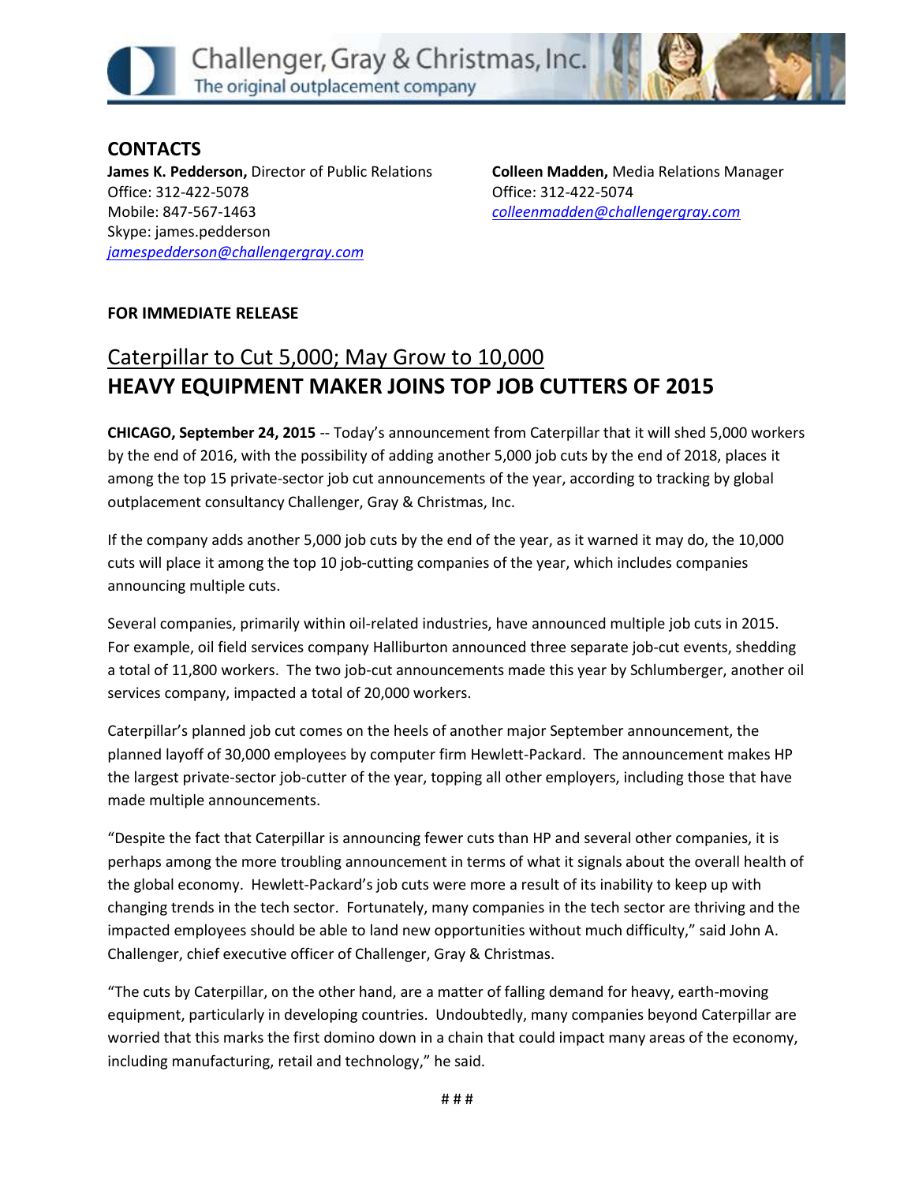Challenger, Gray & Christmas, Inc.
The original outplacement company

## CONTACTS

**James K. Pedderson,** Director of Public Relations
Office: 312-422-5078
Mobile: 847-567-1463
Skype: james.pedderson
[jamespedderson@challengergray.com](mailto:jamespedderson@challengergray.com)

**Colleen Madden,** Media Relations Manager
Office: 312-422-5074
[colleenmadden@challengergray.com](mailto:colleenmadden@challengergray.com)

**FOR IMMEDIATE RELEASE**

## Caterpillar to Cut 5,000; May Grow to 10,000

## HEAVY EQUIPMENT MAKER JOINS TOP JOB CUTTERS OF 2015

**CHICAGO, September 24, 2015** -- Today's announcement from Caterpillar that it will shed 5,000 workers by the end of 2016, with the possibility of adding another 5,000 job cuts by the end of 2018, places it among the top 15 private-sector job cut announcements of the year, according to tracking by global outplacement consultancy Challenger, Gray & Christmas, Inc.

If the company adds another 5,000 job cuts by the end of the year, as it warned it may do, the 10,000 cuts will place it among the top 10 job-cutting companies of the year, which includes companies announcing multiple cuts.

Several companies, primarily within oil-related industries, have announced multiple job cuts in 2015. For example, oil field services company Halliburton announced three separate job-cut events, shedding a total of 11,800 workers. The two job-cut announcements made this year by Schlumberger, another oil services company, impacted a total of 20,000 workers.

Caterpillar's planned job cut comes on the heels of another major September announcement, the planned layoff of 30,000 employees by computer firm Hewlett-Packard. The announcement makes HP the largest private-sector job-cutter of the year, topping all other employers, including those that have made multiple announcements.

"Despite the fact that Caterpillar is announcing fewer cuts than HP and several other companies, it is perhaps among the more troubling announcement in terms of what it signals about the overall health of the global economy. Hewlett-Packard's job cuts were more a result of its inability to keep up with changing trends in the tech sector. Fortunately, many companies in the tech sector are thriving and the impacted employees should be able to land new opportunities without much difficulty," said John A. Challenger, chief executive officer of Challenger, Gray & Christmas.

"The cuts by Caterpillar, on the other hand, are a matter of falling demand for heavy, earth-moving equipment, particularly in developing countries. Undoubtedly, many companies beyond Caterpillar are worried that this marks the first domino down in a chain that could impact many areas of the economy, including manufacturing, retail and technology," he said.

# # #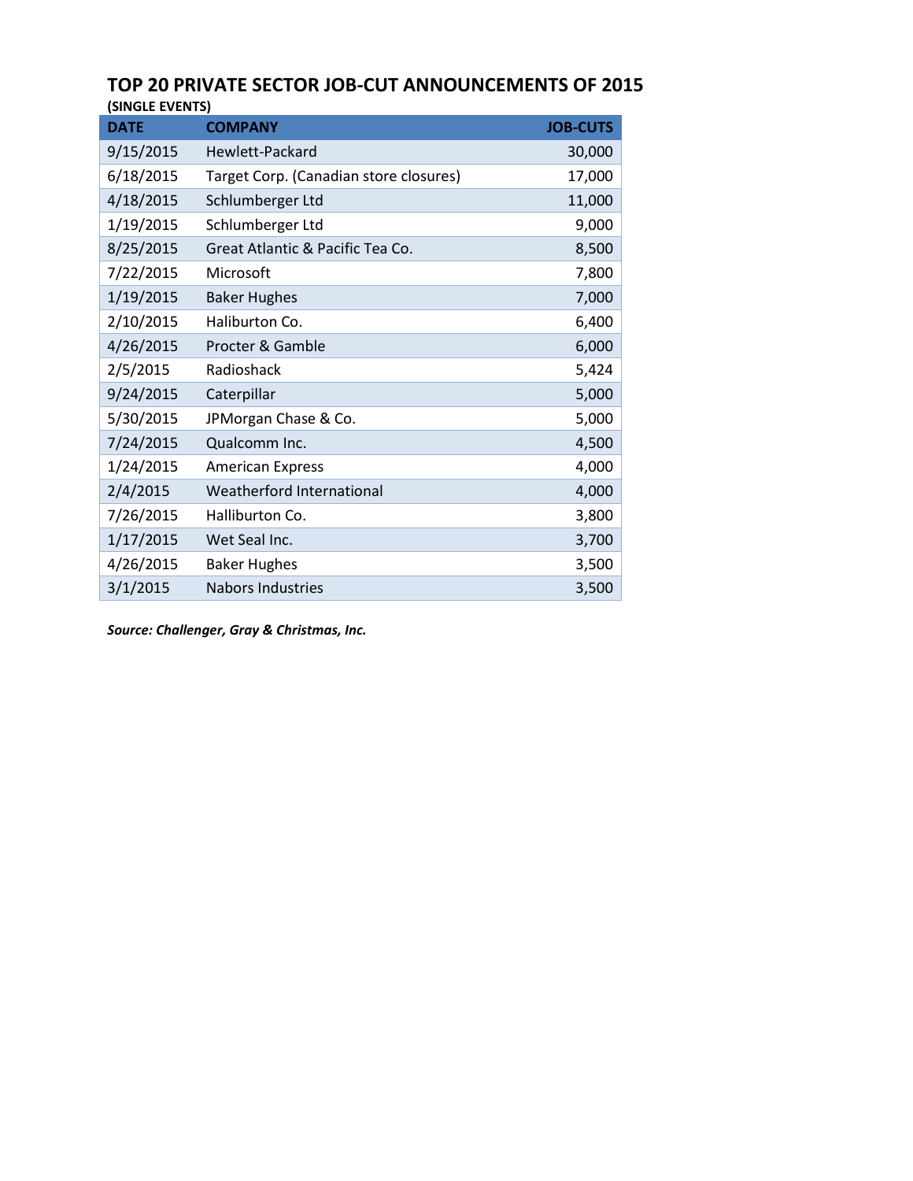## TOP 20 PRIVATE SECTOR JOB-CUT ANNOUNCEMENTS OF 2015

**(SINGLE EVENTS)**

| DATE | COMPANY | JOB-CUTS |
|---|---|---|
| 9/15/2015 | Hewlett-Packard | 30,000 |
| 6/18/2015 | Target Corp. (Canadian store closures) | 17,000 |
| 4/18/2015 | Schlumberger Ltd | 11,000 |
| 1/19/2015 | Schlumberger Ltd | 9,000 |
| 8/25/2015 | Great Atlantic & Pacific Tea Co. | 8,500 |
| 7/22/2015 | Microsoft | 7,800 |
| 1/19/2015 | Baker Hughes | 7,000 |
| 2/10/2015 | Haliburton Co. | 6,400 |
| 4/26/2015 | Procter & Gamble | 6,000 |
| 2/5/2015 | Radioshack | 5,424 |
| 9/24/2015 | Caterpillar | 5,000 |
| 5/30/2015 | JPMorgan Chase & Co. | 5,000 |
| 7/24/2015 | Qualcomm Inc. | 4,500 |
| 1/24/2015 | American Express | 4,000 |
| 2/4/2015 | Weatherford International | 4,000 |
| 7/26/2015 | Halliburton Co. | 3,800 |
| 1/17/2015 | Wet Seal Inc. | 3,700 |
| 4/26/2015 | Baker Hughes | 3,500 |
| 3/1/2015 | Nabors Industries | 3,500 |

***Source: Challenger, Gray & Christmas, Inc.***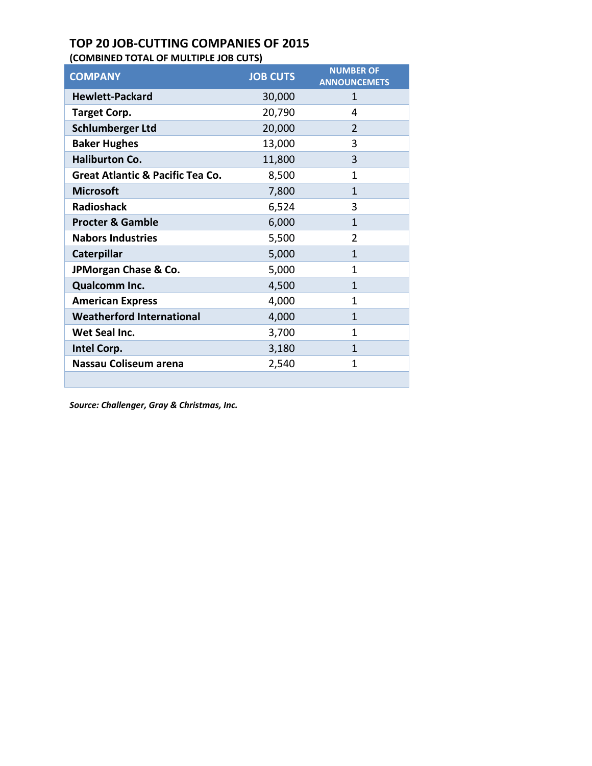## TOP 20 JOB-CUTTING COMPANIES OF 2015

**(COMBINED TOTAL OF MULTIPLE JOB CUTS)**

| COMPANY | JOB CUTS | NUMBER OF ANNOUNCEMETS |
|---|---|---|
| Hewlett-Packard | 30,000 | 1 |
| Target Corp. | 20,790 | 4 |
| Schlumberger Ltd | 20,000 | 2 |
| Baker Hughes | 13,000 | 3 |
| Haliburton Co. | 11,800 | 3 |
| Great Atlantic & Pacific Tea Co. | 8,500 | 1 |
| Microsoft | 7,800 | 1 |
| Radioshack | 6,524 | 3 |
| Procter & Gamble | 6,000 | 1 |
| Nabors Industries | 5,500 | 2 |
| Caterpillar | 5,000 | 1 |
| JPMorgan Chase & Co. | 5,000 | 1 |
| Qualcomm Inc. | 4,500 | 1 |
| American Express | 4,000 | 1 |
| Weatherford International | 4,000 | 1 |
| Wet Seal Inc. | 3,700 | 1 |
| Intel Corp. | 3,180 | 1 |
| Nassau Coliseum arena | 2,540 | 1 |
| | | |

*Source: Challenger, Gray & Christmas, Inc.*